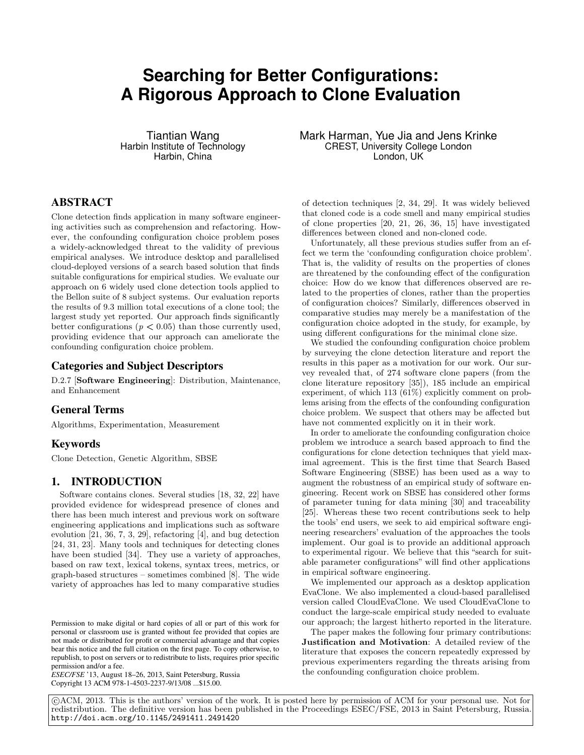# Searching for Better Configurations: A Rigorous Approach to Clone Evaluation

Tiantian Wang
Harbin Institute of Technology
Harbin, China

Mark Harman, Yue Jia and Jens Krinke
CREST, University College London
London, UK

## ABSTRACT

Clone detection finds application in many software engineering activities such as comprehension and refactoring. However, the confounding configuration choice problem poses a widely-acknowledged threat to the validity of previous empirical analyses. We introduce desktop and parallelised cloud-deployed versions of a search based solution that finds suitable configurations for empirical studies. We evaluate our approach on 6 widely used clone detection tools applied to the Bellon suite of 8 subject systems. Our evaluation reports the results of 9.3 million total executions of a clone tool; the largest study yet reported. Our approach finds significantly better configurations ($p < 0.05$) than those currently used, providing evidence that our approach can ameliorate the confounding configuration choice problem.

## Categories and Subject Descriptors

D.2.7 [**Software Engineering**]: Distribution, Maintenance, and Enhancement

## General Terms

Algorithms, Experimentation, Measurement

## Keywords

Clone Detection, Genetic Algorithm, SBSE

## 1. INTRODUCTION

Software contains clones. Several studies [18, 32, 22] have provided evidence for widespread presence of clones and there has been much interest and previous work on software engineering applications and implications such as software evolution [21, 36, 7, 3, 29], refactoring [4], and bug detection [24, 31, 23]. Many tools and techniques for detecting clones have been studied [34]. They use a variety of approaches, based on raw text, lexical tokens, syntax trees, metrics, or graph-based structures – sometimes combined [8]. The wide variety of approaches has led to many comparative studies of detection techniques [2, 34, 29]. It was widely believed that cloned code is a code smell and many empirical studies of clone properties [20, 21, 26, 36, 15] have investigated differences between cloned and non-cloned code.

Unfortunately, all these previous studies suffer from an effect we term the 'confounding configuration choice problem'. That is, the validity of results on the properties of clones are threatened by the confounding effect of the configuration choice: How do we know that differences observed are related to the properties of clones, rather than the properties of configuration choices? Similarly, differences observed in comparative studies may merely be a manifestation of the configuration choice adopted in the study, for example, by using different configurations for the minimal clone size.

We studied the confounding configuration choice problem by surveying the clone detection literature and report the results in this paper as a motivation for our work. Our survey revealed that, of 274 software clone papers (from the clone literature repository [35]), 185 include an empirical experiment, of which 113 (61%) explicitly comment on problems arising from the effects of the confounding configuration choice problem. We suspect that others may be affected but have not commented explicitly on it in their work.

In order to ameliorate the confounding configuration choice problem we introduce a search based approach to find the configurations for clone detection techniques that yield maximal agreement. This is the first time that Search Based Software Engineering (SBSE) has been used as a way to augment the robustness of an empirical study of software engineering. Recent work on SBSE has considered other forms of parameter tuning for data mining [30] and traceability [25]. Whereas these two recent contributions seek to help the tools' end users, we seek to aid empirical software engineering researchers' evaluation of the approaches the tools implement. Our goal is to provide an additional approach to experimental rigour. We believe that this "search for suitable parameter configurations" will find other applications in empirical software engineering.

We implemented our approach as a desktop application EvaClone. We also implemented a cloud-based parallelised version called CloudEvaClone. We used CloudEvaClone to conduct the large-scale empirical study needed to evaluate our approach; the largest hitherto reported in the literature.

The paper makes the following four primary contributions:
**Justification and Motivation**: A detailed review of the literature that exposes the concern repeatedly expressed by previous experimenters regarding the threats arising from the confounding configuration choice problem.

Permission to make digital or hard copies of all or part of this work for personal or classroom use is granted without fee provided that copies are not made or distributed for profit or commercial advantage and that copies bear this notice and the full citation on the first page. To copy otherwise, to republish, to post on servers or to redistribute to lists, requires prior specific permission and/or a fee.
*ESEC/FSE* '13, August 18–26, 2013, Saint Petersburg, Russia
Copyright 13 ACM 978-1-4503-2237-9/13/08 ...$15.00.

©ACM, 2013. This is the authors' version of the work. It is posted here by permission of ACM for your personal use. Not for redistribution. The definitive version has been published in the Proceedings ESEC/FSE, 2013 in Saint Petersburg, Russia. http://doi.acm.org/10.1145/2491411.2491420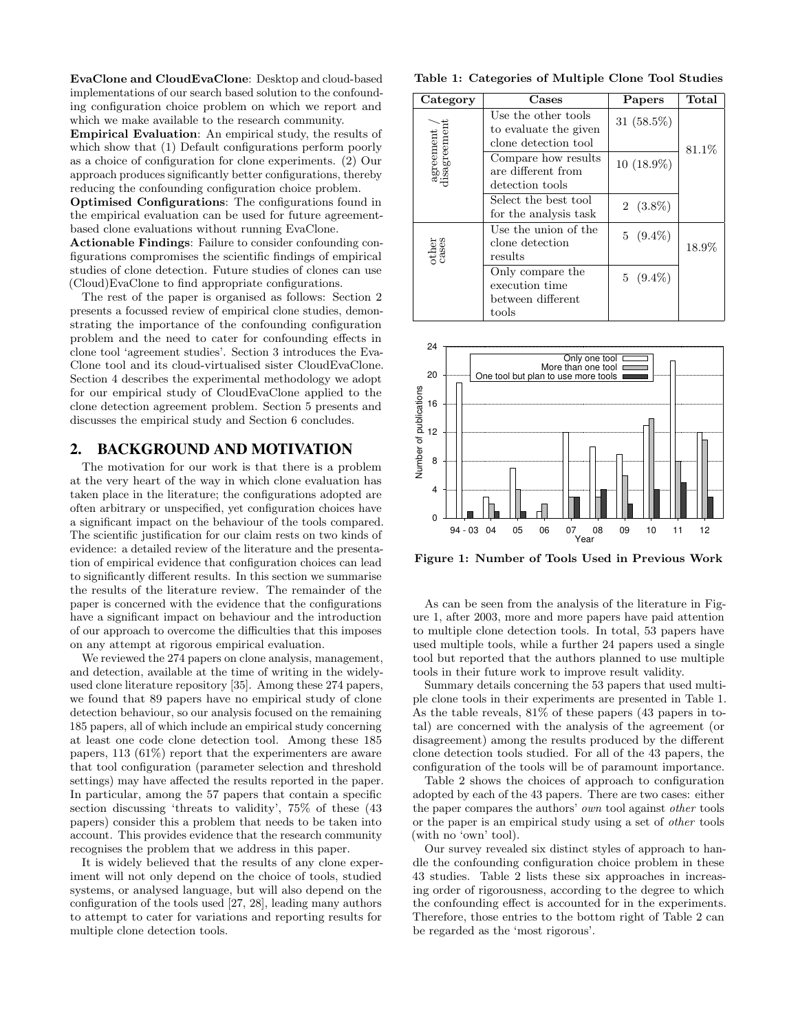**EvaClone and CloudEvaClone**: Desktop and cloud-based implementations of our search based solution to the confounding configuration choice problem on which we report and which we make available to the research community.

**Empirical Evaluation**: An empirical study, the results of which show that (1) Default configurations perform poorly as a choice of configuration for clone experiments. (2) Our approach produces significantly better configurations, thereby reducing the confounding configuration choice problem.

**Optimised Configurations**: The configurations found in the empirical evaluation can be used for future agreement-based clone evaluations without running EvaClone.

**Actionable Findings**: Failure to consider confounding configurations compromises the scientific findings of empirical studies of clone detection. Future studies of clones can use (Cloud)EvaClone to find appropriate configurations.

The rest of the paper is organised as follows: Section 2 presents a focussed review of empirical clone studies, demonstrating the importance of the confounding configuration problem and the need to cater for confounding effects in clone tool 'agreement studies'. Section 3 introduces the EvaClone tool and its cloud-virtualised sister CloudEvaClone. Section 4 describes the experimental methodology we adopt for our empirical study of CloudEvaClone applied to the clone detection agreement problem. Section 5 presents and discusses the empirical study and Section 6 concludes.

## 2. BACKGROUND AND MOTIVATION

The motivation for our work is that there is a problem at the very heart of the way in which clone evaluation has taken place in the literature; the configurations adopted are often arbitrary or unspecified, yet configuration choices have a significant impact on the behaviour of the tools compared. The scientific justification for our claim rests on two kinds of evidence: a detailed review of the literature and the presentation of empirical evidence that configuration choices can lead to significantly different results. In this section we summarise the results of the literature review. The remainder of the paper is concerned with the evidence that the configurations have a significant impact on behaviour and the introduction of our approach to overcome the difficulties that this imposes on any attempt at rigorous empirical evaluation.

We reviewed the 274 papers on clone analysis, management, and detection, available at the time of writing in the widely-used clone literature repository [35]. Among these 274 papers, we found that 89 papers have no empirical study of clone detection behaviour, so our analysis focused on the remaining 185 papers, all of which include an empirical study concerning at least one code clone detection tool. Among these 185 papers, 113 (61%) report that the experimenters are aware that tool configuration (parameter selection and threshold settings) may have affected the results reported in the paper. In particular, among the 57 papers that contain a specific section discussing 'threats to validity', 75% of these (43 papers) consider this a problem that needs to be taken into account. This provides evidence that the research community recognises the problem that we address in this paper.

It is widely believed that the results of any clone experiment will not only depend on the choice of tools, studied systems, or analysed language, but will also depend on the configuration of the tools used [27, 28], leading many authors to attempt to cater for variations and reporting results for multiple clone detection tools.

**Table 1: Categories of Multiple Clone Tool Studies**

| Category | Cases | Papers | Total |
|---|---|---|---|
| agreement / disagreement | Use the other tools to evaluate the given clone detection tool | 31 (58.5%) | 81.1% |
| | Compare how results are different from detection tools | 10 (18.9%) | |
| | Select the best tool for the analysis task | 2 (3.8%) | |
| other cases | Use the union of the clone detection results | 5 (9.4%) | 18.9% |
| | Only compare the execution time between different tools | 5 (9.4%) | |

| Year | Only one tool | More than one tool | One tool but plan to use more tools |
|---|---|---|---|
| 94 - 03 | 19 | 0 | 1 |
| 04 | 3 | 2 | 1 |
| 05 | 7 | 4 | 1 |
| 06 | 1 | 2 | 0 |
| 07 | 12 | 3 | 3 |
| 08 | 10 | 3 | 4 |
| 09 | 9 | 6 | 2 |
| 10 | 13 | 14 | 4 |
| 11 | 22 | 8 | 5 |
| 12 | 12 | 11 | 3 |

Figure 1: Number of Tools Used in Previous Work

As can be seen from the analysis of the literature in Figure 1, after 2003, more and more papers have paid attention to multiple clone detection tools. In total, 53 papers have used multiple tools, while a further 24 papers used a single tool but reported that the authors planned to use multiple tools in their future work to improve result validity.

Summary details concerning the 53 papers that used multiple clone tools in their experiments are presented in Table 1. As the table reveals, 81% of these papers (43 papers in total) are concerned with the analysis of the agreement (or disagreement) among the results produced by the different clone detection tools studied. For all of the 43 papers, the configuration of the tools will be of paramount importance.

Table 2 shows the choices of approach to configuration adopted by each of the 43 papers. There are two cases: either the paper compares the authors' *own* tool against *other* tools or the paper is an empirical study using a set of *other* tools (with no 'own' tool).

Our survey revealed six distinct styles of approach to handle the confounding configuration choice problem in these 43 studies. Table 2 lists these six approaches in increasing order of rigorousness, according to the degree to which the confounding effect is accounted for in the experiments. Therefore, those entries to the bottom right of Table 2 can be regarded as the 'most rigorous'.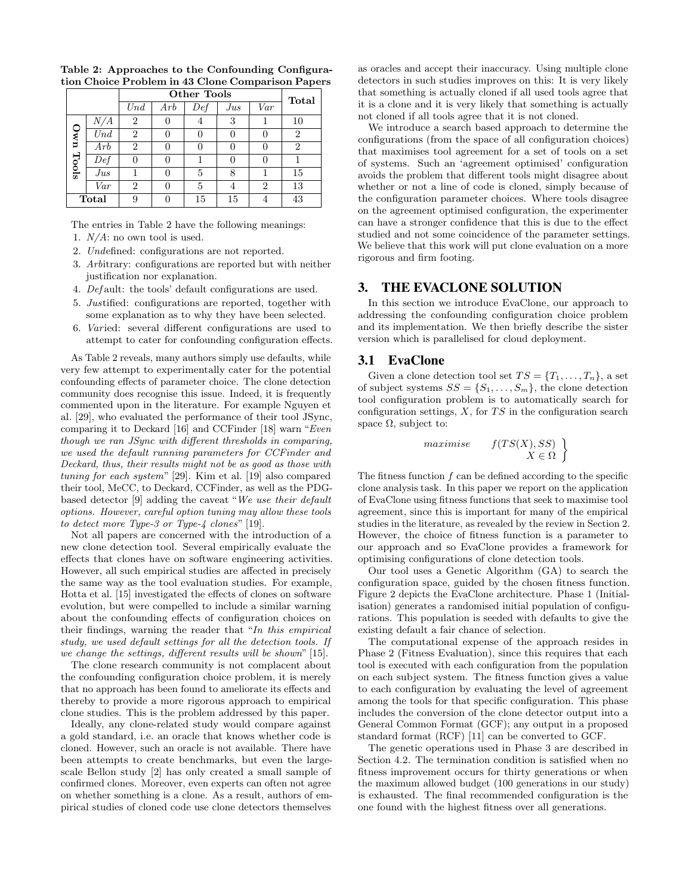**Table 2: Approaches to the Confounding Configuration Choice Problem in 43 Clone Comparison Papers**

| | | Other Tools | | | | | Total |
|---|---|---|---|---|---|---|---|
| | | *Und* | *Arb* | *Def* | *Jus* | *Var* | |
| Own Tools | *N/A* | 2 | 0 | 4 | 3 | 1 | 10 |
| | *Und* | 2 | 0 | 0 | 0 | 0 | 2 |
| | *Arb* | 2 | 0 | 0 | 0 | 0 | 2 |
| | *Def* | 0 | 0 | 1 | 0 | 0 | 1 |
| | *Jus* | 1 | 0 | 5 | 8 | 1 | 15 |
| | *Var* | 2 | 0 | 5 | 4 | 2 | 13 |
| **Total** | | 9 | 0 | 15 | 15 | 4 | 43 |

The entries in Table 2 have the following meanings:

1. *N/A*: no own tool is used.
2. *Und*efined: configurations are not reported.
3. *Arb*itrary: configurations are reported but with neither justification nor explanation.
4. *Def*ault: the tools' default configurations are used.
5. *Jus*tified: configurations are reported, together with some explanation as to why they have been selected.
6. *Var*ied: several different configurations are used to attempt to cater for confounding configuration effects.

As Table 2 reveals, many authors simply use defaults, while very few attempt to experimentally cater for the potential confounding effects of parameter choice. The clone detection community does recognise this issue. Indeed, it is frequently commented upon in the literature. For example Nguyen et al. [29], who evaluated the performance of their tool JSync, comparing it to Deckard [16] and CCFinder [18] warn "*Even though we ran JSync with different thresholds in comparing, we used the default running parameters for CCFinder and Deckard, thus, their results might not be as good as those with tuning for each system*" [29]. Kim et al. [19] also compared their tool, MeCC, to Deckard, CCFinder, as well as the PDG-based detector [9] adding the caveat "*We use their default options. However, careful option tuning may allow these tools to detect more Type-3 or Type-4 clones*" [19].

Not all papers are concerned with the introduction of a new clone detection tool. Several empirically evaluate the effects that clones have on software engineering activities. However, all such empirical studies are affected in precisely the same way as the tool evaluation studies. For example, Hotta et al. [15] investigated the effects of clones on software evolution, but were compelled to include a similar warning about the confounding effects of configuration choices on their findings, warning the reader that "*In this empirical study, we used default settings for all the detection tools. If we change the settings, different results will be shown*" [15].

The clone research community is not complacent about the confounding configuration choice problem, it is merely that no approach has been found to ameliorate its effects and thereby to provide a more rigorous approach to empirical clone studies. This is the problem addressed by this paper.

Ideally, any clone-related study would compare against a gold standard, i.e. an oracle that knows whether code is cloned. However, such an oracle is not available. There have been attempts to create benchmarks, but even the large-scale Bellon study [2] has only created a small sample of confirmed clones. Moreover, even experts can often not agree on whether something is a clone. As a result, authors of empirical studies of cloned code use clone detectors themselves as oracles and accept their inaccuracy. Using multiple clone detectors in such studies improves on this: It is very likely that something is actually cloned if all used tools agree that it is a clone and it is very likely that something is actually not cloned if all tools agree that it is not cloned.

We introduce a search based approach to determine the configurations (from the space of all configuration choices) that maximises tool agreement for a set of tools on a set of systems. Such an 'agreement optimised' configuration avoids the problem that different tools might disagree about whether or not a line of code is cloned, simply because of the configuration parameter choices. Where tools disagree on the agreement optimised configuration, the experimenter can have a stronger confidence that this is due to the effect studied and not some coincidence of the parameter settings. We believe that this work will put clone evaluation on a more rigorous and firm footing.

## 3. THE EVACLONE SOLUTION

In this section we introduce EvaClone, our approach to addressing the confounding configuration choice problem and its implementation. We then briefly describe the sister version which is parallelised for cloud deployment.

### 3.1 EvaClone

Given a clone detection tool set $TS = \{T_1, \ldots, T_n\}$, a set of subject systems $SS = \{S_1, \ldots, S_m\}$, the clone detection tool configuration problem is to automatically search for configuration settings, $X$, for $TS$ in the configuration search space $\Omega$, subject to:

$$\left.\begin{array}{lr} maximise & f(TS(X), SS) \\ & X \in \Omega \end{array}\right\}$$

The fitness function $f$ can be defined according to the specific clone analysis task. In this paper we report on the application of EvaClone using fitness functions that seek to maximise tool agreement, since this is important for many of the empirical studies in the literature, as revealed by the review in Section 2. However, the choice of fitness function is a parameter to our approach and so EvaClone provides a framework for optimising configurations of clone detection tools.

Our tool uses a Genetic Algorithm (GA) to search the configuration space, guided by the chosen fitness function. Figure 2 depicts the EvaClone architecture. Phase 1 (Initialisation) generates a randomised initial population of configurations. This population is seeded with defaults to give the existing default a fair chance of selection.

The computational expense of the approach resides in Phase 2 (Fitness Evaluation), since this requires that each tool is executed with each configuration from the population on each subject system. The fitness function gives a value to each configuration by evaluating the level of agreement among the tools for that specific configuration. This phase includes the conversion of the clone detector output into a General Common Format (GCF); any output in a proposed standard format (RCF) [11] can be converted to GCF.

The genetic operations used in Phase 3 are described in Section 4.2. The termination condition is satisfied when no fitness improvement occurs for thirty generations or when the maximum allowed budget (100 generations in our study) is exhausted. The final recommended configuration is the one found with the highest fitness over all generations.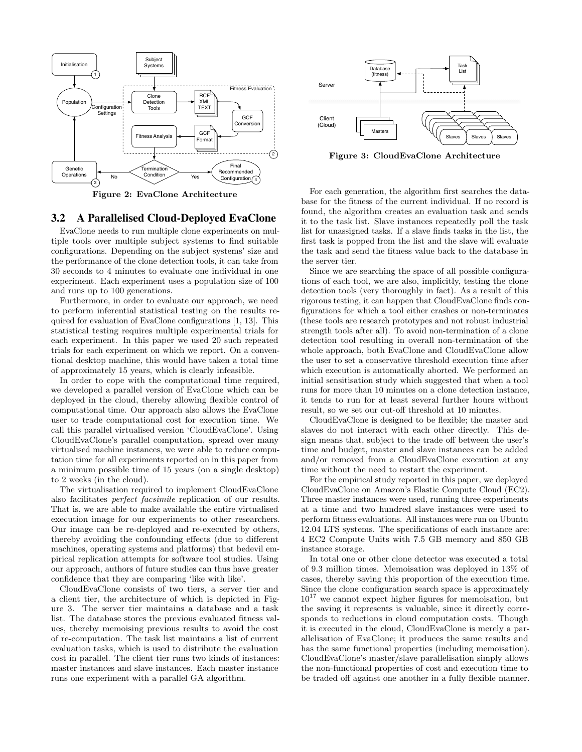Figure 2: EvaClone Architecture

## 3.2 A Parallelised Cloud-Deployed EvaClone

EvaClone needs to run multiple clone experiments on multiple tools over multiple subject systems to find suitable configurations. Depending on the subject systems' size and the performance of the clone detection tools, it can take from 30 seconds to 4 minutes to evaluate one individual in one experiment. Each experiment uses a population size of 100 and runs up to 100 generations.

Furthermore, in order to evaluate our approach, we need to perform inferential statistical testing on the results required for evaluation of EvaClone configurations [1, 13]. This statistical testing requires multiple experimental trials for each experiment. In this paper we used 20 such repeated trials for each experiment on which we report. On a conventional desktop machine, this would have taken a total time of approximately 15 years, which is clearly infeasible.

In order to cope with the computational time required, we developed a parallel version of EvaClone which can be deployed in the cloud, thereby allowing flexible control of computational time. Our approach also allows the EvaClone user to trade computational cost for execution time. We call this parallel virtualised version 'CloudEvaClone'. Using CloudEvaClone's parallel computation, spread over many virtualised machine instances, we were able to reduce computation time for all experiments reported on in this paper from a minimum possible time of 15 years (on a single desktop) to 2 weeks (in the cloud).

The virtualisation required to implement CloudEvaClone also facilitates *perfect facsimile* replication of our results. That is, we are able to make available the entire virtualised execution image for our experiments to other researchers. Our image can be re-deployed and re-executed by others, thereby avoiding the confounding effects (due to different machines, operating systems and platforms) that bedevil empirical replication attempts for software tool studies. Using our approach, authors of future studies can thus have greater confidence that they are comparing 'like with like'.

CloudEvaClone consists of two tiers, a server tier and a client tier, the architecture of which is depicted in Figure 3. The server tier maintains a database and a task list. The database stores the previous evaluated fitness values, thereby memoising previous results to avoid the cost of re-computation. The task list maintains a list of current evaluation tasks, which is used to distribute the evaluation cost in parallel. The client tier runs two kinds of instances: master instances and slave instances. Each master instance runs one experiment with a parallel GA algorithm.

Figure 3: CloudEvaClone Architecture

For each generation, the algorithm first searches the database for the fitness of the current individual. If no record is found, the algorithm creates an evaluation task and sends it to the task list. Slave instances repeatedly poll the task list for unassigned tasks. If a slave finds tasks in the list, the first task is popped from the list and the slave will evaluate the task and send the fitness value back to the database in the server tier.

Since we are searching the space of all possible configurations of each tool, we are also, implicitly, testing the clone detection tools (very thoroughly in fact). As a result of this rigorous testing, it can happen that CloudEvaClone finds configurations for which a tool either crashes or non-terminates (these tools are research prototypes and not robust industrial strength tools after all). To avoid non-termination of a clone detection tool resulting in overall non-termination of the whole approach, both EvaClone and CloudEvaClone allow the user to set a conservative threshold execution time after which execution is automatically aborted. We performed an initial sensitisation study which suggested that when a tool runs for more than 10 minutes on a clone detection instance, it tends to run for at least several further hours without result, so we set our cut-off threshold at 10 minutes.

CloudEvaClone is designed to be flexible; the master and slaves do not interact with each other directly. This design means that, subject to the trade off between the user's time and budget, master and slave instances can be added and/or removed from a CloudEvaClone execution at any time without the need to restart the experiment.

For the empirical study reported in this paper, we deployed CloudEvaClone on Amazon's Elastic Compute Cloud (EC2). Three master instances were used, running three experiments at a time and two hundred slave instances were used to perform fitness evaluations. All instances were run on Ubuntu 12.04 LTS systems. The specifications of each instance are: 4 EC2 Compute Units with 7.5 GB memory and 850 GB instance storage.

In total one or other clone detector was executed a total of 9.3 million times. Memoisation was deployed in 13% of cases, thereby saving this proportion of the execution time. Since the clone configuration search space is approximately $10^{17}$ we cannot expect higher figures for memoisation, but the saving it represents is valuable, since it directly corresponds to reductions in cloud computation costs. Though it is executed in the cloud, CloudEvaClone is merely a parallelisation of EvaClone; it produces the same results and has the same functional properties (including memoisation). CloudEvaClone's master/slave parallelisation simply allows the non-functional properties of cost and execution time to be traded off against one another in a fully flexible manner.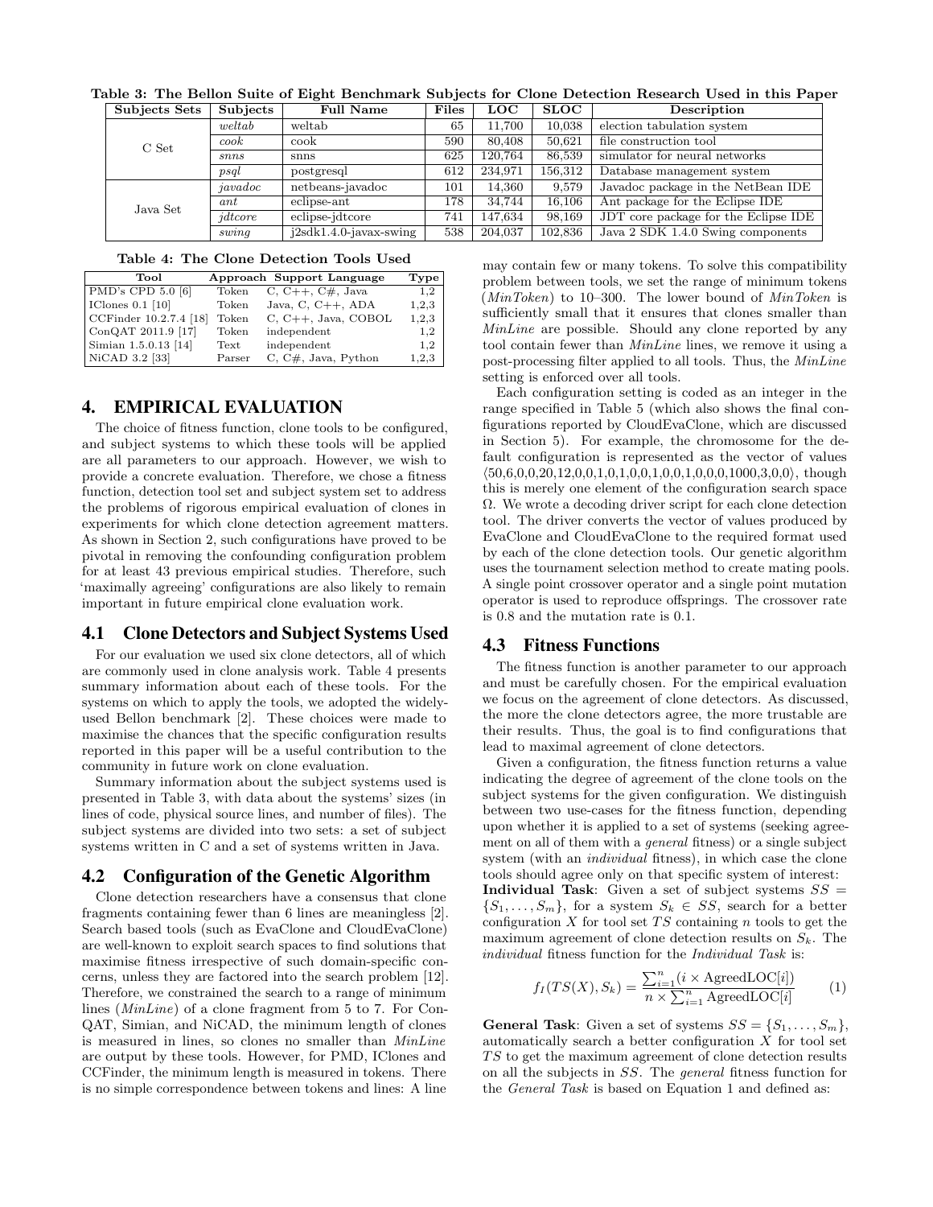**Table 3: The Bellon Suite of Eight Benchmark Subjects for Clone Detection Research Used in this Paper**

| Subjects Sets | Subjects | Full Name | Files | LOC | SLOC | Description |
|---|---|---|---|---|---|---|
| C Set | *weltab* | weltab | 65 | 11,700 | 10,038 | election tabulation system |
| | *cook* | cook | 590 | 80,408 | 50,621 | file construction tool |
| | *snns* | snns | 625 | 120,764 | 86,539 | simulator for neural networks |
| | *psql* | postgresql | 612 | 234,971 | 156,312 | Database management system |
| Java Set | *javadoc* | netbeans-javadoc | 101 | 14,360 | 9,579 | Javadoc package in the NetBean IDE |
| | *ant* | eclipse-ant | 178 | 34,744 | 16,106 | Ant package for the Eclipse IDE |
| | *jdtcore* | eclipse-jdtcore | 741 | 147,634 | 98,169 | JDT core package for the Eclipse IDE |
| | *swing* | j2sdk1.4.0-javax-swing | 538 | 204,037 | 102,836 | Java 2 SDK 1.4.0 Swing components |

**Table 4: The Clone Detection Tools Used**

| Tool | Approach | Support Language | Type |
|---|---|---|---|
| PMD's CPD 5.0 [6] | Token | C, C++, C#, Java | 1,2 |
| IClones 0.1 [10] | Token | Java, C, C++, ADA | 1,2,3 |
| CCFinder 10.2.7.4 [18] | Token | C, C++, Java, COBOL | 1,2,3 |
| ConQAT 2011.9 [17] | Token | independent | 1,2 |
| Simian 1.5.0.13 [14] | Text | independent | 1,2 |
| NiCAD 3.2 [33] | Parser | C, C#, Java, Python | 1,2,3 |

## 4. EMPIRICAL EVALUATION

The choice of fitness function, clone tools to be configured, and subject systems to which these tools will be applied are all parameters to our approach. However, we wish to provide a concrete evaluation. Therefore, we chose a fitness function, detection tool set and subject system set to address the problems of rigorous empirical evaluation of clones in experiments for which clone detection agreement matters. As shown in Section 2, such configurations have proved to be pivotal in removing the confounding configuration problem for at least 43 previous empirical studies. Therefore, such 'maximally agreeing' configurations are also likely to remain important in future empirical clone evaluation work.

### 4.1 Clone Detectors and Subject Systems Used

For our evaluation we used six clone detectors, all of which are commonly used in clone analysis work. Table 4 presents summary information about each of these tools. For the systems on which to apply the tools, we adopted the widely-used Bellon benchmark [2]. These choices were made to maximise the chances that the specific configuration results reported in this paper will be a useful contribution to the community in future work on clone evaluation.

Summary information about the subject systems used is presented in Table 3, with data about the systems' sizes (in lines of code, physical source lines, and number of files). The subject systems are divided into two sets: a set of subject systems written in C and a set of systems written in Java.

### 4.2 Configuration of the Genetic Algorithm

Clone detection researchers have a consensus that clone fragments containing fewer than 6 lines are meaningless [2]. Search based tools (such as EvaClone and CloudEvaClone) are well-known to exploit search spaces to find solutions that maximise fitness irrespective of such domain-specific concerns, unless they are factored into the search problem [12]. Therefore, we constrained the search to a range of minimum lines (*MinLine*) of a clone fragment from 5 to 7. For ConQAT, Simian, and NiCAD, the minimum length of clones is measured in lines, so clones no smaller than *MinLine* are output by these tools. However, for PMD, IClones and CCFinder, the minimum length is measured in tokens. There is no simple correspondence between tokens and lines: A line may contain few or many tokens. To solve this compatibility problem between tools, we set the range of minimum tokens (*MinToken*) to 10–300. The lower bound of *MinToken* is sufficiently small that it ensures that clones smaller than *MinLine* are possible. Should any clone reported by any tool contain fewer than *MinLine* lines, we remove it using a post-processing filter applied to all tools. Thus, the *MinLine* setting is enforced over all tools.

Each configuration setting is coded as an integer in the range specified in Table 5 (which also shows the final configurations reported by CloudEvaClone, which are discussed in Section 5). For example, the chromosome for the default configuration is represented as the vector of values $\langle$50,6,0,0,20,12,0,0,1,0,1,0,0,1,0,0,1,0,0,0,1000,3,0,0$\rangle$, though this is merely one element of the configuration search space $\Omega$. We wrote a decoding driver script for each clone detection tool. The driver converts the vector of values produced by EvaClone and CloudEvaClone to the required format used by each of the clone detection tools. Our genetic algorithm uses the tournament selection method to create mating pools. A single point crossover operator and a single point mutation operator is used to reproduce offsprings. The crossover rate is 0.8 and the mutation rate is 0.1.

### 4.3 Fitness Functions

The fitness function is another parameter to our approach and must be carefully chosen. For the empirical evaluation we focus on the agreement of clone detectors. As discussed, the more the clone detectors agree, the more trustable are their results. Thus, the goal is to find configurations that lead to maximal agreement of clone detectors.

Given a configuration, the fitness function returns a value indicating the degree of agreement of the clone tools on the subject systems for the given configuration. We distinguish between two use-cases for the fitness function, depending upon whether it is applied to a set of systems (seeking agreement on all of them with a *general* fitness) or a single subject system (with an *individual* fitness), in which case the clone tools should agree only on that specific system of interest:

**Individual Task**: Given a set of subject systems $SS = \{S_1, \ldots, S_m\}$, for a system $S_k \in SS$, search for a better configuration $X$ for tool set $TS$ containing $n$ tools to get the maximum agreement of clone detection results on $S_k$. The *individual* fitness function for the *Individual Task* is:

$$f_I(TS(X), S_k) = \frac{\sum_{i=1}^{n}(i \times \text{AgreedLOC}[i])}{n \times \sum_{i=1}^{n} \text{AgreedLOC}[i]} \qquad (1)$$

**General Task**: Given a set of systems $SS = \{S_1, \ldots, S_m\}$, automatically search a better configuration $X$ for tool set $TS$ to get the maximum agreement of clone detection results on all the subjects in $SS$. The *general* fitness function for the *General Task* is based on Equation 1 and defined as: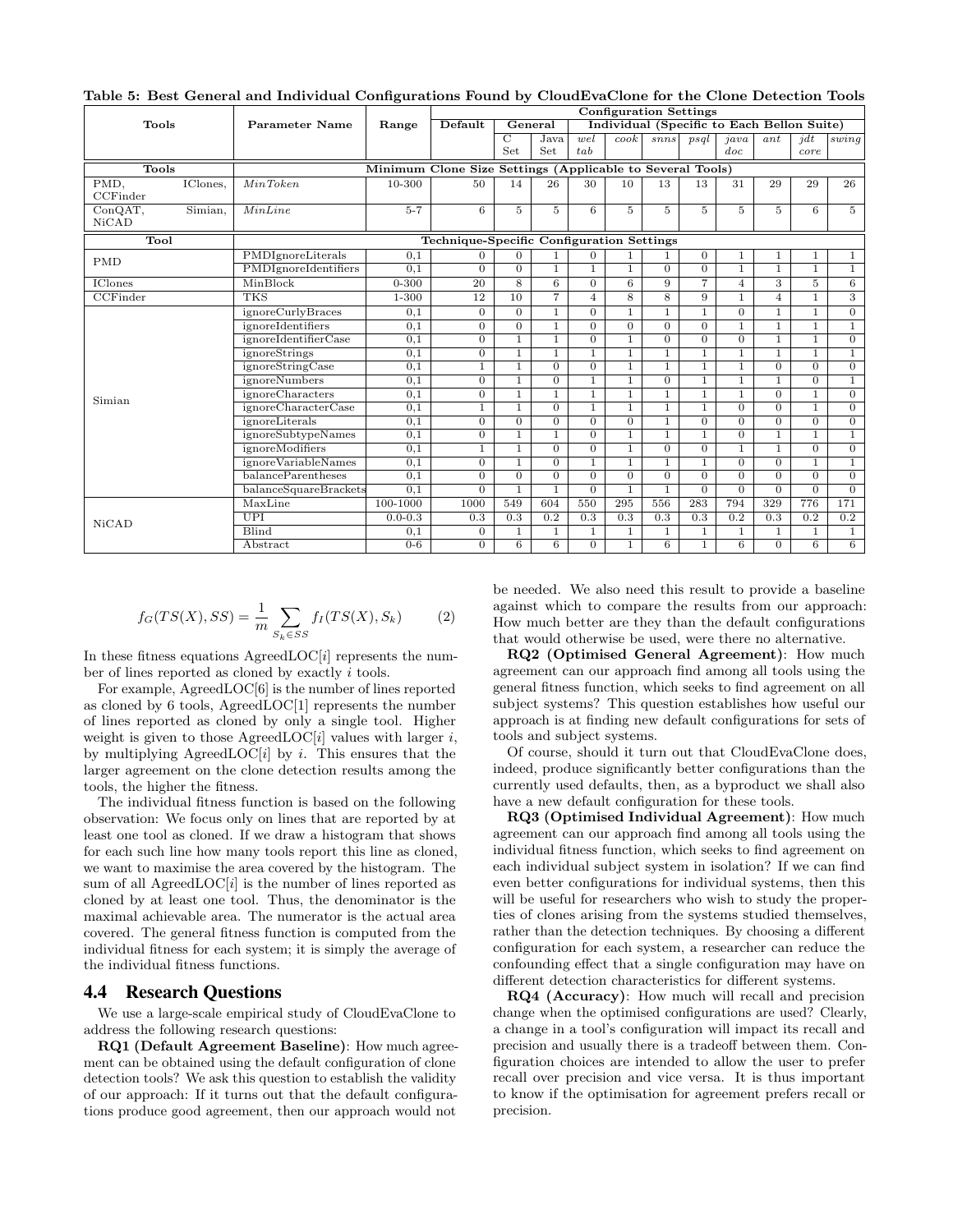**Table 5: Best General and Individual Configurations Found by CloudEvaClone for the Clone Detection Tools**

| Tools | Parameter Name | Range | Configuration Settings | | | | | | | | | | |
|---|---|---|---|---|---|---|---|---|---|---|---|---|---|
| | | | Default | General | | Individual (Specific to Each Bellon Suite) | | | | | | | |
| | | | | C Set | Java Set | *wel tab* | *cook* | *snns* | *psql* | *java doc* | *ant* | *jdt core* | *swing* |
| **Tools** | **Minimum Clone Size Settings (Applicable to Several Tools)** | | | | | | | | | | | | |
| PMD, IClones, CCFinder | *MinToken* | 10-300 | 50 | 14 | 26 | 30 | 10 | 13 | 13 | 31 | 29 | 29 | 26 |
| ConQAT, Simian, NiCAD | *MinLine* | 5-7 | 6 | 5 | 5 | 6 | 5 | 5 | 5 | 5 | 5 | 6 | 5 |
| **Tool** | **Technique-Specific Configuration Settings** | | | | | | | | | | | | |
| PMD | PMDIgnoreLiterals | 0,1 | 0 | 0 | 1 | 0 | 1 | 1 | 0 | 1 | 1 | 1 | 1 |
| | PMDIgnoreIdentifiers | 0,1 | 0 | 0 | 1 | 1 | 1 | 0 | 0 | 1 | 1 | 1 | 1 |
| IClones | MinBlock | 0-300 | 20 | 8 | 6 | 0 | 6 | 9 | 7 | 4 | 3 | 5 | 6 |
| CCFinder | TKS | 1-300 | 12 | 10 | 7 | 4 | 8 | 8 | 9 | 1 | 4 | 1 | 3 |
| Simian | ignoreCurlyBraces | 0,1 | 0 | 0 | 1 | 0 | 1 | 1 | 1 | 0 | 1 | 1 | 0 |
| | ignoreIdentifiers | 0,1 | 0 | 0 | 1 | 0 | 0 | 0 | 0 | 1 | 1 | 1 | 1 |
| | ignoreIdentifierCase | 0,1 | 0 | 1 | 1 | 0 | 1 | 0 | 0 | 0 | 1 | 1 | 0 |
| | ignoreStrings | 0,1 | 0 | 1 | 1 | 1 | 1 | 1 | 1 | 1 | 1 | 1 | 1 |
| | ignoreStringCase | 0,1 | 1 | 1 | 0 | 0 | 1 | 1 | 1 | 1 | 0 | 0 | 0 |
| | ignoreNumbers | 0,1 | 0 | 1 | 0 | 1 | 1 | 0 | 1 | 1 | 1 | 0 | 1 |
| | ignoreCharacters | 0,1 | 0 | 1 | 1 | 1 | 1 | 1 | 1 | 1 | 0 | 1 | 0 |
| | ignoreCharacterCase | 0,1 | 1 | 1 | 0 | 1 | 1 | 1 | 1 | 0 | 0 | 1 | 0 |
| | ignoreLiterals | 0,1 | 0 | 0 | 0 | 0 | 0 | 1 | 0 | 0 | 0 | 0 | 0 |
| | ignoreSubtypeNames | 0,1 | 0 | 1 | 1 | 0 | 1 | 1 | 1 | 0 | 1 | 1 | 1 |
| | ignoreModifiers | 0,1 | 1 | 1 | 0 | 0 | 1 | 0 | 0 | 1 | 1 | 0 | 0 |
| | ignoreVariableNames | 0,1 | 0 | 1 | 0 | 1 | 1 | 1 | 1 | 0 | 0 | 1 | 1 |
| | balanceParentheses | 0,1 | 0 | 0 | 0 | 0 | 0 | 0 | 0 | 0 | 0 | 0 | 0 |
| | balanceSquareBrackets | 0,1 | 0 | 1 | 1 | 0 | 1 | 1 | 0 | 0 | 0 | 0 | 0 |
| NiCAD | MaxLine | 100-1000 | 1000 | 549 | 604 | 550 | 295 | 556 | 283 | 794 | 329 | 776 | 171 |
| | UPI | 0.0-0.3 | 0.3 | 0.3 | 0.2 | 0.3 | 0.3 | 0.3 | 0.3 | 0.2 | 0.3 | 0.2 | 0.2 |
| | Blind | 0,1 | 0 | 1 | 1 | 1 | 1 | 1 | 1 | 1 | 1 | 1 | 1 |
| | Abstract | 0-6 | 0 | 6 | 6 | 0 | 1 | 6 | 1 | 6 | 0 | 6 | 6 |

$$f_G(TS(X), SS) = \frac{1}{m} \sum_{S_k \in SS} f_I(TS(X), S_k) \qquad (2)$$

In these fitness equations AgreedLOC[$i$] represents the number of lines reported as cloned by exactly $i$ tools.

For example, AgreedLOC[6] is the number of lines reported as cloned by 6 tools, AgreedLOC[1] represents the number of lines reported as cloned by only a single tool. Higher weight is given to those AgreedLOC[$i$] values with larger $i$, by multiplying AgreedLOC[$i$] by $i$. This ensures that the larger agreement on the clone detection results among the tools, the higher the fitness.

The individual fitness function is based on the following observation: We focus only on lines that are reported by at least one tool as cloned. If we draw a histogram that shows for each such line how many tools report this line as cloned, we want to maximise the area covered by the histogram. The sum of all AgreedLOC[$i$] is the number of lines reported as cloned by at least one tool. Thus, the denominator is the maximal achievable area. The numerator is the actual area covered. The general fitness function is computed from the individual fitness for each system; it is simply the average of the individual fitness functions.

## 4.4 Research Questions

We use a large-scale empirical study of CloudEvaClone to address the following research questions:

**RQ1 (Default Agreement Baseline)**: How much agreement can be obtained using the default configuration of clone detection tools? We ask this question to establish the validity of our approach: If it turns out that the default configurations produce good agreement, then our approach would not be needed. We also need this result to provide a baseline against which to compare the results from our approach: How much better are they than the default configurations that would otherwise be used, were there no alternative.

**RQ2 (Optimised General Agreement)**: How much agreement can our approach find among all tools using the general fitness function, which seeks to find agreement on all subject systems? This question establishes how useful our approach is at finding new default configurations for sets of tools and subject systems.

Of course, should it turn out that CloudEvaClone does, indeed, produce significantly better configurations than the currently used defaults, then, as a byproduct we shall also have a new default configuration for these tools.

**RQ3 (Optimised Individual Agreement)**: How much agreement can our approach find among all tools using the individual fitness function, which seeks to find agreement on each individual subject system in isolation? If we can find even better configurations for individual systems, then this will be useful for researchers who wish to study the properties of clones arising from the systems studied themselves, rather than the detection techniques. By choosing a different configuration for each system, a researcher can reduce the confounding effect that a single configuration may have on different detection characteristics for different systems.

**RQ4 (Accuracy)**: How much will recall and precision change when the optimised configurations are used? Clearly, a change in a tool's configuration will impact its recall and precision and usually there is a tradeoff between them. Configuration choices are intended to allow the user to prefer recall over precision and vice versa. It is thus important to know if the optimisation for agreement prefers recall or precision.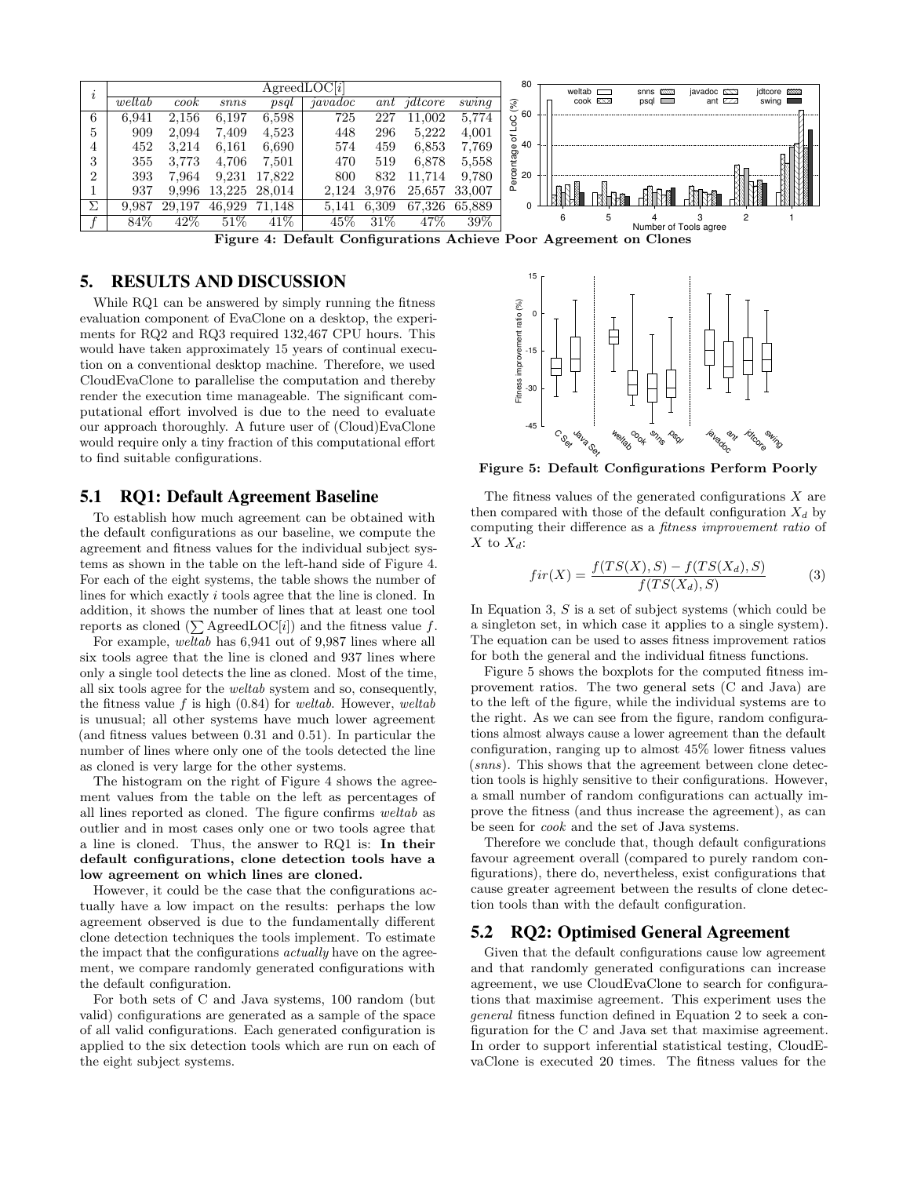| $i$ | AgreedLOC[$i$] | | | | | | | |
|---|---|---|---|---|---|---|---|---|
| | *weltab* | *cook* | *snns* | *psql* | *javadoc* | *ant* | *jdtcore* | *swing* |
| 6 | 6,941 | 2,156 | 6,197 | 6,598 | 725 | 227 | 11,002 | 5,774 |
| 5 | 909 | 2,094 | 7,409 | 4,523 | 448 | 296 | 5,222 | 4,001 |
| 4 | 452 | 3,214 | 6,161 | 6,690 | 574 | 459 | 6,853 | 7,769 |
| 3 | 355 | 3,773 | 4,706 | 7,501 | 470 | 519 | 6,878 | 5,558 |
| 2 | 393 | 7,964 | 9,231 | 17,822 | 800 | 832 | 11,714 | 9,780 |
| 1 | 937 | 9,996 | 13,225 | 28,014 | 2,124 | 3,976 | 25,657 | 33,007 |
| $\Sigma$ | 9,987 | 29,197 | 46,929 | 71,148 | 5,141 | 6,309 | 67,326 | 65,889 |
| $f$ | 84% | 42% | 51% | 41% | 45% | 31% | 47% | 39% |

**Figure 4: Default Configurations Achieve Poor Agreement on Clones**

## 5. RESULTS AND DISCUSSION

While RQ1 can be answered by simply running the fitness evaluation component of EvaClone on a desktop, the experiments for RQ2 and RQ3 required 132,467 CPU hours. This would have taken approximately 15 years of continual execution on a conventional desktop machine. Therefore, we used CloudEvaClone to parallelise the computation and thereby render the execution time manageable. The significant computational effort involved is due to the need to evaluate our approach thoroughly. A future user of (Cloud)EvaClone would require only a tiny fraction of this computational effort to find suitable configurations.

### 5.1 RQ1: Default Agreement Baseline

To establish how much agreement can be obtained with the default configurations as our baseline, we compute the agreement and fitness values for the individual subject systems as shown in the table on the left-hand side of Figure 4. For each of the eight systems, the table shows the number of lines for which exactly $i$ tools agree that the line is cloned. In addition, it shows the number of lines that at least one tool reports as cloned ($\sum$ AgreedLOC[$i$]) and the fitness value $f$.

For example, *weltab* has 6,941 out of 9,987 lines where all six tools agree that the line is cloned and 937 lines where only a single tool detects the line as cloned. Most of the time, all six tools agree for the *weltab* system and so, consequently, the fitness value $f$ is high (0.84) for *weltab*. However, *weltab* is unusual; all other systems have much lower agreement (and fitness values between 0.31 and 0.51). In particular the number of lines where only one of the tools detected the line as cloned is very large for the other systems.

The histogram on the right of Figure 4 shows the agreement values from the table on the left as percentages of all lines reported as cloned. The figure confirms *weltab* as outlier and in most cases only one or two tools agree that a line is cloned. Thus, the answer to RQ1 is: **In their default configurations, clone detection tools have a low agreement on which lines are cloned.**

However, it could be the case that the configurations actually have a low impact on the results: perhaps the low agreement observed is due to the fundamentally different clone detection techniques the tools implement. To estimate the impact that the configurations *actually* have on the agreement, we compare randomly generated configurations with the default configuration.

For both sets of C and Java systems, 100 random (but valid) configurations are generated as a sample of the space of all valid configurations. Each generated configuration is applied to the six detection tools which are run on each of the eight subject systems.

**Figure 5: Default Configurations Perform Poorly**

The fitness values of the generated configurations $X$ are then compared with those of the default configuration $X_d$ by computing their difference as a *fitness improvement ratio* of $X$ to $X_d$:

$$fir(X) = \frac{f(TS(X), S) - f(TS(X_d), S)}{f(TS(X_d), S)} \tag{3}$$

In Equation 3, $S$ is a set of subject systems (which could be a singleton set, in which case it applies to a single system). The equation can be used to asses fitness improvement ratios for both the general and the individual fitness functions.

Figure 5 shows the boxplots for the computed fitness improvement ratios. The two general sets (C and Java) are to the left of the figure, while the individual systems are to the right. As we can see from the figure, random configurations almost always cause a lower agreement than the default configuration, ranging up to almost 45% lower fitness values (*snns*). This shows that the agreement between clone detection tools is highly sensitive to their configurations. However, a small number of random configurations can actually improve the fitness (and thus increase the agreement), as can be seen for *cook* and the set of Java systems.

Therefore we conclude that, though default configurations favour agreement overall (compared to purely random configurations), there do, nevertheless, exist configurations that cause greater agreement between the results of clone detection tools than with the default configuration.

### 5.2 RQ2: Optimised General Agreement

Given that the default configurations cause low agreement and that randomly generated configurations can increase agreement, we use CloudEvaClone to search for configurations that maximise agreement. This experiment uses the *general* fitness function defined in Equation 2 to seek a configuration for the C and Java set that maximise agreement. In order to support inferential statistical testing, CloudEvaClone is executed 20 times. The fitness values for the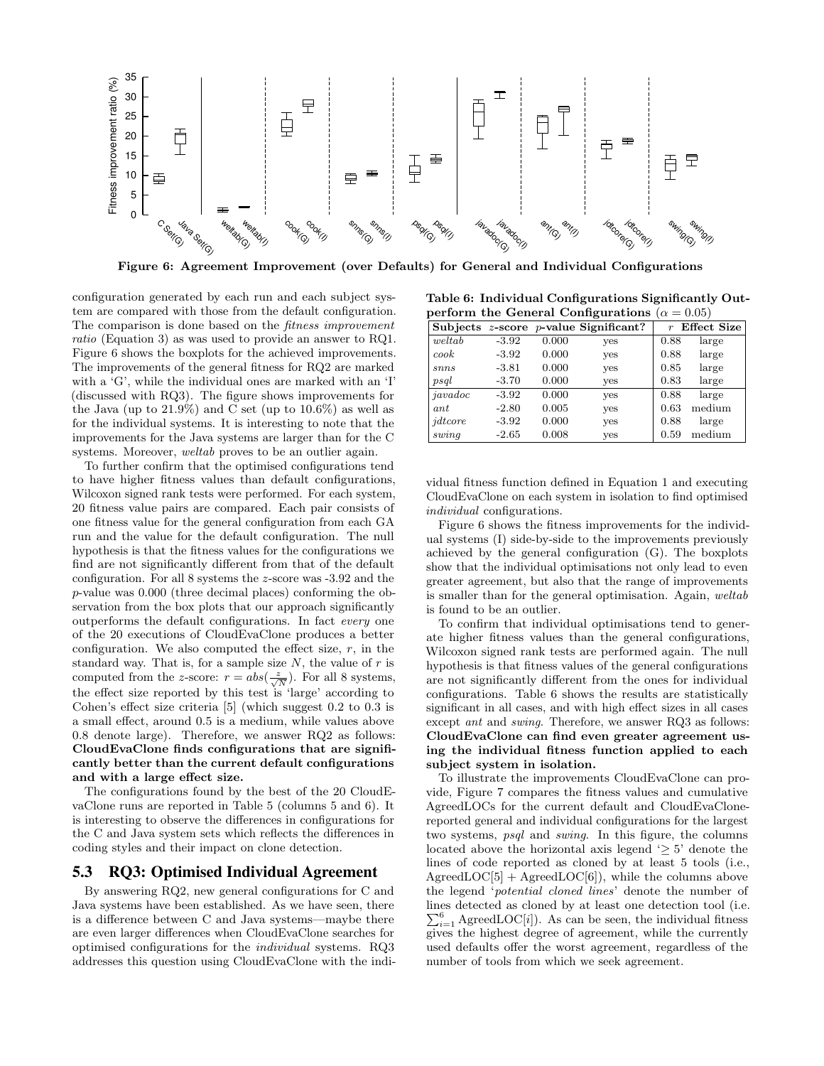Figure 6: Agreement Improvement (over Defaults) for General and Individual Configurations

configuration generated by each run and each subject system are compared with those from the default configuration. The comparison is done based on the *fitness improvement ratio* (Equation 3) as was used to provide an answer to RQ1. Figure 6 shows the boxplots for the achieved improvements. The improvements of the general fitness for RQ2 are marked with a 'G', while the individual ones are marked with an 'I' (discussed with RQ3). The figure shows improvements for the Java (up to 21.9%) and C set (up to 10.6%) as well as for the individual systems. It is interesting to note that the improvements for the Java systems are larger than for the C systems. Moreover, *weltab* proves to be an outlier again.

To further confirm that the optimised configurations tend to have higher fitness values than default configurations, Wilcoxon signed rank tests were performed. For each system, 20 fitness value pairs are compared. Each pair consists of one fitness value for the general configuration from each GA run and the value for the default configuration. The null hypothesis is that the fitness values for the configurations we find are not significantly different from that of the default configuration. For all 8 systems the $z$-score was -3.92 and the $p$-value was 0.000 (three decimal places) conforming the observation from the box plots that our approach significantly outperforms the default configurations. In fact *every* one of the 20 executions of CloudEvaClone produces a better configuration. We also computed the effect size, $r$, in the standard way. That is, for a sample size $N$, the value of $r$ is computed from the $z$-score: $r = abs(\frac{z}{\sqrt{N}})$. For all 8 systems, the effect size reported by this test is 'large' according to Cohen's effect size criteria [5] (which suggest 0.2 to 0.3 is a small effect, around 0.5 is a medium, while values above 0.8 denote large). Therefore, we answer RQ2 as follows: **CloudEvaClone finds configurations that are significantly better than the current default configurations and with a large effect size.**

The configurations found by the best of the 20 CloudEvaClone runs are reported in Table 5 (columns 5 and 6). It is interesting to observe the differences in configurations for the C and Java system sets which reflects the differences in coding styles and their impact on clone detection.

## 5.3 RQ3: Optimised Individual Agreement

By answering RQ2, new general configurations for C and Java systems have been established. As we have seen, there is a difference between C and Java systems—maybe there are even larger differences when CloudEvaClone searches for optimised configurations for the *individual* systems. RQ3 addresses this question using CloudEvaClone with the individual fitness function defined in Equation 1 and executing CloudEvaClone on each system in isolation to find optimised *individual* configurations.

**Table 6: Individual Configurations Significantly Outperform the General Configurations ($\alpha = 0.05$)**

| Subjects | $z$-score | $p$-value | Significant? | $r$ | Effect Size |
|---|---|---|---|---|---|
| *weltab* | -3.92 | 0.000 | yes | 0.88 | large |
| *cook* | -3.92 | 0.000 | yes | 0.88 | large |
| *snns* | -3.81 | 0.000 | yes | 0.85 | large |
| *psql* | -3.70 | 0.000 | yes | 0.83 | large |
| *javadoc* | -3.92 | 0.000 | yes | 0.88 | large |
| *ant* | -2.80 | 0.005 | yes | 0.63 | medium |
| *jdtcore* | -3.92 | 0.000 | yes | 0.88 | large |
| *swing* | -2.65 | 0.008 | yes | 0.59 | medium |

Figure 6 shows the fitness improvements for the individual systems (I) side-by-side to the improvements previously achieved by the general configuration (G). The boxplots show that the individual optimisations not only lead to even greater agreement, but also that the range of improvements is smaller than for the general optimisation. Again, *weltab* is found to be an outlier.

To confirm that individual optimisations tend to generate higher fitness values than the general configurations, Wilcoxon signed rank tests are performed again. The null hypothesis is that fitness values of the general configurations are not significantly different from the ones for individual configurations. Table 6 shows the results are statistically significant in all cases, and with high effect sizes in all cases except *ant* and *swing*. Therefore, we answer RQ3 as follows: **CloudEvaClone can find even greater agreement using the individual fitness function applied to each subject system in isolation.**

To illustrate the improvements CloudEvaClone can provide, Figure 7 compares the fitness values and cumulative AgreedLOCs for the current default and CloudEvaClone-reported general and individual configurations for the largest two systems, *psql* and *swing*. In this figure, the columns located above the horizontal axis legend '$\geq 5$' denote the lines of code reported as cloned by at least 5 tools (i.e., AgreedLOC[5] + AgreedLOC[6]), while the columns above the legend '*potential cloned lines*' denote the number of lines detected as cloned by at least one detection tool (i.e. $\sum_{i=1}^{6}$ AgreedLOC[$i$]). As can be seen, the individual fitness gives the highest degree of agreement, while the currently used defaults offer the worst agreement, regardless of the number of tools from which we seek agreement.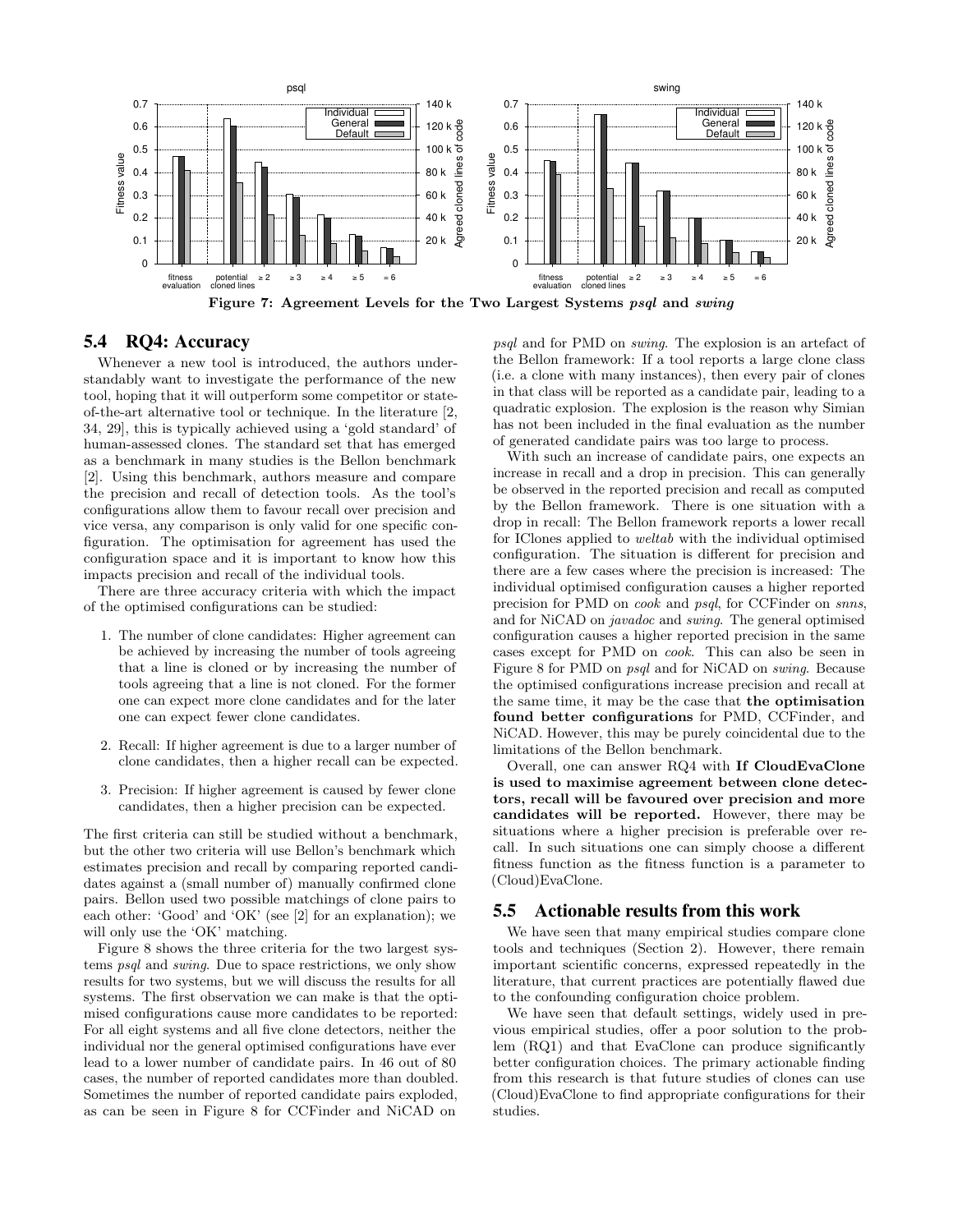Figure 7: Agreement Levels for the Two Largest Systems *psql* and *swing*

## 5.4 RQ4: Accuracy

Whenever a new tool is introduced, the authors understandably want to investigate the performance of the new tool, hoping that it will outperform some competitor or state-of-the-art alternative tool or technique. In the literature [2, 34, 29], this is typically achieved using a 'gold standard' of human-assessed clones. The standard set that has emerged as a benchmark in many studies is the Bellon benchmark [2]. Using this benchmark, authors measure and compare the precision and recall of detection tools. As the tool's configurations allow them to favour recall over precision and vice versa, any comparison is only valid for one specific configuration. The optimisation for agreement has used the configuration space and it is important to know how this impacts precision and recall of the individual tools.

There are three accuracy criteria with which the impact of the optimised configurations can be studied:

1. The number of clone candidates: Higher agreement can be achieved by increasing the number of tools agreeing that a line is cloned or by increasing the number of tools agreeing that a line is not cloned. For the former one can expect more clone candidates and for the later one can expect fewer clone candidates.
2. Recall: If higher agreement is due to a larger number of clone candidates, then a higher recall can be expected.
3. Precision: If higher agreement is caused by fewer clone candidates, then a higher precision can be expected.

The first criteria can still be studied without a benchmark, but the other two criteria will use Bellon's benchmark which estimates precision and recall by comparing reported candidates against a (small number of) manually confirmed clone pairs. Bellon used two possible matchings of clone pairs to each other: 'Good' and 'OK' (see [2] for an explanation); we will only use the 'OK' matching.

Figure 8 shows the three criteria for the two largest systems *psql* and *swing*. Due to space restrictions, we only show results for two systems, but we will discuss the results for all systems. The first observation we can make is that the optimised configurations cause more candidates to be reported: For all eight systems and all five clone detectors, neither the individual nor the general optimised configurations have ever lead to a lower number of candidate pairs. In 46 out of 80 cases, the number of reported candidates more than doubled. Sometimes the number of reported candidate pairs exploded, as can be seen in Figure 8 for CCFinder and NiCAD on *psql* and for PMD on *swing*. The explosion is an artefact of the Bellon framework: If a tool reports a large clone class (i.e. a clone with many instances), then every pair of clones in that class will be reported as a candidate pair, leading to a quadratic explosion. The explosion is the reason why Simian has not been included in the final evaluation as the number of generated candidate pairs was too large to process.

With such an increase of candidate pairs, one expects an increase in recall and a drop in precision. This can generally be observed in the reported precision and recall as computed by the Bellon framework. There is one situation with a drop in recall: The Bellon framework reports a lower recall for IClones applied to *weltab* with the individual optimised configuration. The situation is different for precision and there are a few cases where the precision is increased: The individual optimised configuration causes a higher reported precision for PMD on *cook* and *psql*, for CCFinder on *snns*, and for NiCAD on *javadoc* and *swing*. The general optimised configuration causes a higher reported precision in the same cases except for PMD on *cook*. This can also be seen in Figure 8 for PMD on *psql* and for NiCAD on *swing*. Because the optimised configurations increase precision and recall at the same time, it may be the case that **the optimisation found better configurations** for PMD, CCFinder, and NiCAD. However, this may be purely coincidental due to the limitations of the Bellon benchmark.

Overall, one can answer RQ4 with **If CloudEvaClone is used to maximise agreement between clone detectors, recall will be favoured over precision and more candidates will be reported.** However, there may be situations where a higher precision is preferable over recall. In such situations one can simply choose a different fitness function as the fitness function is a parameter to (Cloud)EvaClone.

## 5.5 Actionable results from this work

We have seen that many empirical studies compare clone tools and techniques (Section 2). However, there remain important scientific concerns, expressed repeatedly in the literature, that current practices are potentially flawed due to the confounding configuration choice problem.

We have seen that default settings, widely used in previous empirical studies, offer a poor solution to the problem (RQ1) and that EvaClone can produce significantly better configuration choices. The primary actionable finding from this research is that future studies of clones can use (Cloud)EvaClone to find appropriate configurations for their studies.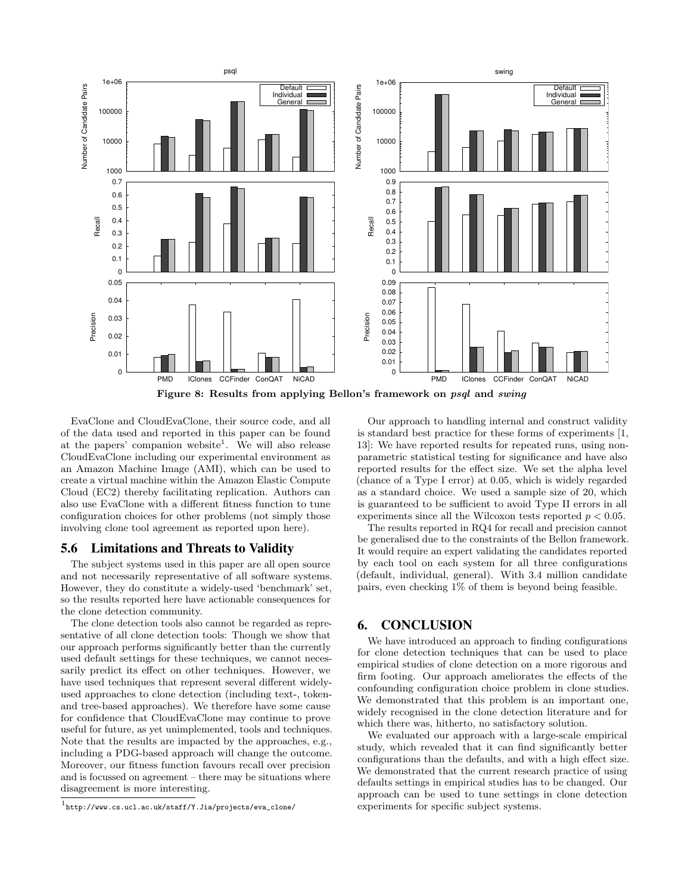**Figure 8: Results from applying Bellon's framework on *psql* and *swing***

EvaClone and CloudEvaClone, their source code, and all of the data used and reported in this paper can be found at the papers' companion website[1]. We will also release CloudEvaClone including our experimental environment as an Amazon Machine Image (AMI), which can be used to create a virtual machine within the Amazon Elastic Compute Cloud (EC2) thereby facilitating replication. Authors can also use EvaClone with a different fitness function to tune configuration choices for other problems (not simply those involving clone tool agreement as reported upon here).

### 5.6 Limitations and Threats to Validity

The subject systems used in this paper are all open source and not necessarily representative of all software systems. However, they do constitute a widely-used 'benchmark' set, so the results reported here have actionable consequences for the clone detection community.

The clone detection tools also cannot be regarded as representative of all clone detection tools: Though we show that our approach performs significantly better than the currently used default settings for these techniques, we cannot necessarily predict its effect on other techniques. However, we have used techniques that represent several different widely-used approaches to clone detection (including text-, token- and tree-based approaches). We therefore have some cause for confidence that CloudEvaClone may continue to prove useful for future, as yet unimplemented, tools and techniques. Note that the results are impacted by the approaches, e.g., including a PDG-based approach will change the outcome. Moreover, our fitness function favours recall over precision and is focussed on agreement – there may be situations where disagreement is more interesting.

[1] http://www.cs.ucl.ac.uk/staff/Y.Jia/projects/eva_clone/

Our approach to handling internal and construct validity is standard best practice for these forms of experiments [1, 13]: We have reported results for repeated runs, using non-parametric statistical testing for significance and have also reported results for the effect size. We set the alpha level (chance of a Type I error) at 0.05, which is widely regarded as a standard choice. We used a sample size of 20, which is guaranteed to be sufficient to avoid Type II errors in all experiments since all the Wilcoxon tests reported $p < 0.05$.

The results reported in RQ4 for recall and precision cannot be generalised due to the constraints of the Bellon framework. It would require an expert validating the candidates reported by each tool on each system for all three configurations (default, individual, general). With 3.4 million candidate pairs, even checking 1% of them is beyond being feasible.

## 6. CONCLUSION

We have introduced an approach to finding configurations for clone detection techniques that can be used to place empirical studies of clone detection on a more rigorous and firm footing. Our approach ameliorates the effects of the confounding configuration choice problem in clone studies. We demonstrated that this problem is an important one, widely recognised in the clone detection literature and for which there was, hitherto, no satisfactory solution.

We evaluated our approach with a large-scale empirical study, which revealed that it can find significantly better configurations than the defaults, and with a high effect size. We demonstrated that the current research practice of using defaults settings in empirical studies has to be changed. Our approach can be used to tune settings in clone detection experiments for specific subject systems.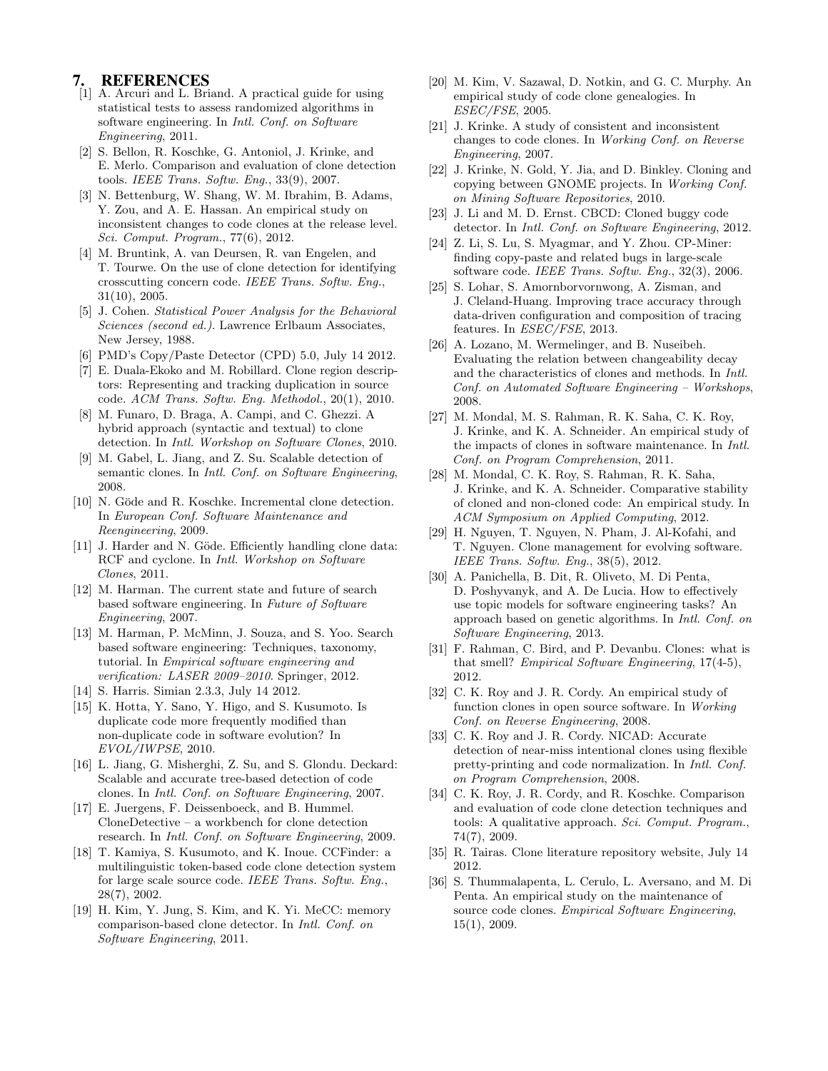## 7. REFERENCES

[1] A. Arcuri and L. Briand. A practical guide for using statistical tests to assess randomized algorithms in software engineering. In *Intl. Conf. on Software Engineering*, 2011.

[2] S. Bellon, R. Koschke, G. Antoniol, J. Krinke, and E. Merlo. Comparison and evaluation of clone detection tools. *IEEE Trans. Softw. Eng.*, 33(9), 2007.

[3] N. Bettenburg, W. Shang, W. M. Ibrahim, B. Adams, Y. Zou, and A. E. Hassan. An empirical study on inconsistent changes to code clones at the release level. *Sci. Comput. Program.*, 77(6), 2012.

[4] M. Bruntink, A. van Deursen, R. van Engelen, and T. Tourwe. On the use of clone detection for identifying crosscutting concern code. *IEEE Trans. Softw. Eng.*, 31(10), 2005.

[5] J. Cohen. *Statistical Power Analysis for the Behavioral Sciences (second ed.)*. Lawrence Erlbaum Associates, New Jersey, 1988.

[6] PMD's Copy/Paste Detector (CPD) 5.0, July 14 2012.

[7] E. Duala-Ekoko and M. Robillard. Clone region descriptors: Representing and tracking duplication in source code. *ACM Trans. Softw. Eng. Methodol.*, 20(1), 2010.

[8] M. Funaro, D. Braga, A. Campi, and C. Ghezzi. A hybrid approach (syntactic and textual) to clone detection. In *Intl. Workshop on Software Clones*, 2010.

[9] M. Gabel, L. Jiang, and Z. Su. Scalable detection of semantic clones. In *Intl. Conf. on Software Engineering*, 2008.

[10] N. Göde and R. Koschke. Incremental clone detection. In *European Conf. Software Maintenance and Reengineering*, 2009.

[11] J. Harder and N. Göde. Efficiently handling clone data: RCF and cyclone. In *Intl. Workshop on Software Clones*, 2011.

[12] M. Harman. The current state and future of search based software engineering. In *Future of Software Engineering*, 2007.

[13] M. Harman, P. McMinn, J. Souza, and S. Yoo. Search based software engineering: Techniques, taxonomy, tutorial. In *Empirical software engineering and verification: LASER 2009–2010*. Springer, 2012.

[14] S. Harris. Simian 2.3.3, July 14 2012.

[15] K. Hotta, Y. Sano, Y. Higo, and S. Kusumoto. Is duplicate code more frequently modified than non-duplicate code in software evolution? In *EVOL/IWPSE*, 2010.

[16] L. Jiang, G. Misherghi, Z. Su, and S. Glondu. Deckard: Scalable and accurate tree-based detection of code clones. In *Intl. Conf. on Software Engineering*, 2007.

[17] E. Juergens, F. Deissenboeck, and B. Hummel. CloneDetective – a workbench for clone detection research. In *Intl. Conf. on Software Engineering*, 2009.

[18] T. Kamiya, S. Kusumoto, and K. Inoue. CCFinder: a multilinguistic token-based code clone detection system for large scale source code. *IEEE Trans. Softw. Eng.*, 28(7), 2002.

[19] H. Kim, Y. Jung, S. Kim, and K. Yi. MeCC: memory comparison-based clone detector. In *Intl. Conf. on Software Engineering*, 2011.

[20] M. Kim, V. Sazawal, D. Notkin, and G. C. Murphy. An empirical study of code clone genealogies. In *ESEC/FSE*, 2005.

[21] J. Krinke. A study of consistent and inconsistent changes to code clones. In *Working Conf. on Reverse Engineering*, 2007.

[22] J. Krinke, N. Gold, Y. Jia, and D. Binkley. Cloning and copying between GNOME projects. In *Working Conf. on Mining Software Repositories*, 2010.

[23] J. Li and M. D. Ernst. CBCD: Cloned buggy code detector. In *Intl. Conf. on Software Engineering*, 2012.

[24] Z. Li, S. Lu, S. Myagmar, and Y. Zhou. CP-Miner: finding copy-paste and related bugs in large-scale software code. *IEEE Trans. Softw. Eng.*, 32(3), 2006.

[25] S. Lohar, S. Amornborvornwong, A. Zisman, and J. Cleland-Huang. Improving trace accuracy through data-driven configuration and composition of tracing features. In *ESEC/FSE*, 2013.

[26] A. Lozano, M. Wermelinger, and B. Nuseibeh. Evaluating the relation between changeability decay and the characteristics of clones and methods. In *Intl. Conf. on Automated Software Engineering – Workshops*, 2008.

[27] M. Mondal, M. S. Rahman, R. K. Saha, C. K. Roy, J. Krinke, and K. A. Schneider. An empirical study of the impacts of clones in software maintenance. In *Intl. Conf. on Program Comprehension*, 2011.

[28] M. Mondal, C. K. Roy, S. Rahman, R. K. Saha, J. Krinke, and K. A. Schneider. Comparative stability of cloned and non-cloned code: An empirical study. In *ACM Symposium on Applied Computing*, 2012.

[29] H. Nguyen, T. Nguyen, N. Pham, J. Al-Kofahi, and T. Nguyen. Clone management for evolving software. *IEEE Trans. Softw. Eng.*, 38(5), 2012.

[30] A. Panichella, B. Dit, R. Oliveto, M. Di Penta, D. Poshyvanyk, and A. De Lucia. How to effectively use topic models for software engineering tasks? An approach based on genetic algorithms. In *Intl. Conf. on Software Engineering*, 2013.

[31] F. Rahman, C. Bird, and P. Devanbu. Clones: what is that smell? *Empirical Software Engineering*, 17(4-5), 2012.

[32] C. K. Roy and J. R. Cordy. An empirical study of function clones in open source software. In *Working Conf. on Reverse Engineering*, 2008.

[33] C. K. Roy and J. R. Cordy. NICAD: Accurate detection of near-miss intentional clones using flexible pretty-printing and code normalization. In *Intl. Conf. on Program Comprehension*, 2008.

[34] C. K. Roy, J. R. Cordy, and R. Koschke. Comparison and evaluation of code clone detection techniques and tools: A qualitative approach. *Sci. Comput. Program.*, 74(7), 2009.

[35] R. Tairas. Clone literature repository website, July 14 2012.

[36] S. Thummalapenta, L. Cerulo, L. Aversano, and M. Di Penta. An empirical study on the maintenance of source code clones. *Empirical Software Engineering*, 15(1), 2009.